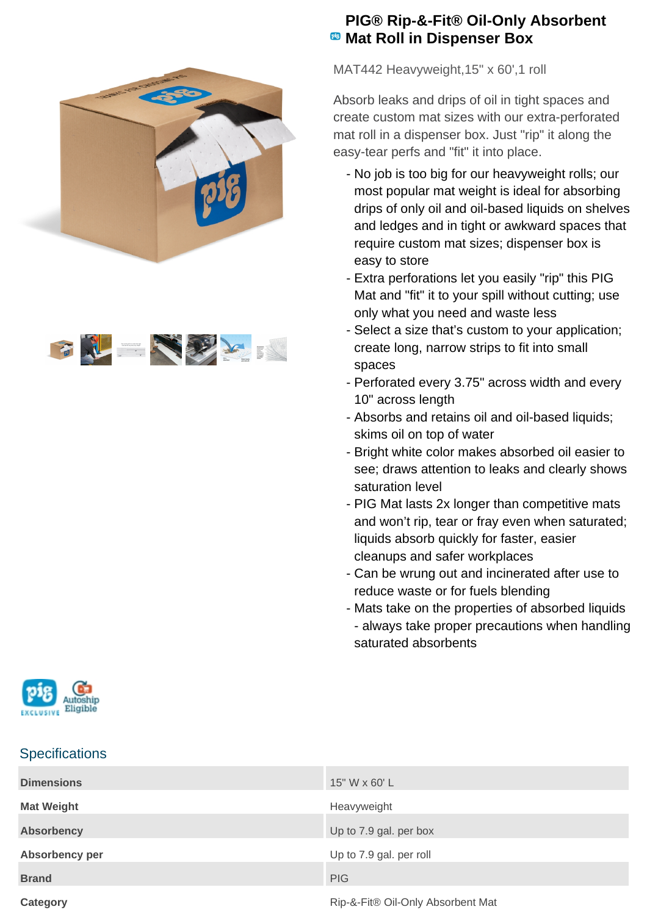# PIG® Rip-&-Fit® Oil-Only Absorbent Mat Roll in Dispenser Box

MAT442 Heavyweight,15" x 60',1 roll

Absorb leaks and drips of oil in tight spaces and create custom mat sizes with our extra-perforated mat roll in a dispenser box. Just "rip" it along the easy-tear perfs and "fit" it into place.

- No job is too big for our heavyweight rolls; our most popular mat weight is ideal for absorbing drips of only oil and oil-based liquids on shelves and ledges and in tight or awkward spaces that require custom mat sizes; dispenser box is easy to store
- Extra perforations let you easily "rip" this PIG Mat and "fit" it to your spill without cutting; use only what you need and waste less
- Select a size that's custom to your application; create long, narrow strips to fit into small spaces
- Perforated every 3.75" across width and every 10" across length
- Absorbs and retains oil and oil-based liquids; skims oil on top of water
- Bright white color makes absorbed oil easier to see; draws attention to leaks and clearly shows saturation level
- PIG Mat lasts 2x longer than competitive mats and won't rip, tear or fray even when saturated; liquids absorb quickly for faster, easier cleanups and safer workplaces
- Can be wrung out and incinerated after use to reduce waste or for fuels blending
- Mats take on the properties of absorbed liquids - always take proper precautions when handling saturated absorbents

pig EXCLUSIVE Autoship Eligible

## Specifications

| | |
|---|---|
| **Dimensions** | 15" W x 60' L |
| **Mat Weight** | Heavyweight |
| **Absorbency** | Up to 7.9 gal. per box |
| **Absorbency per** | Up to 7.9 gal. per roll |
| **Brand** | PIG |
| **Category** | Rip-&-Fit® Oil-Only Absorbent Mat |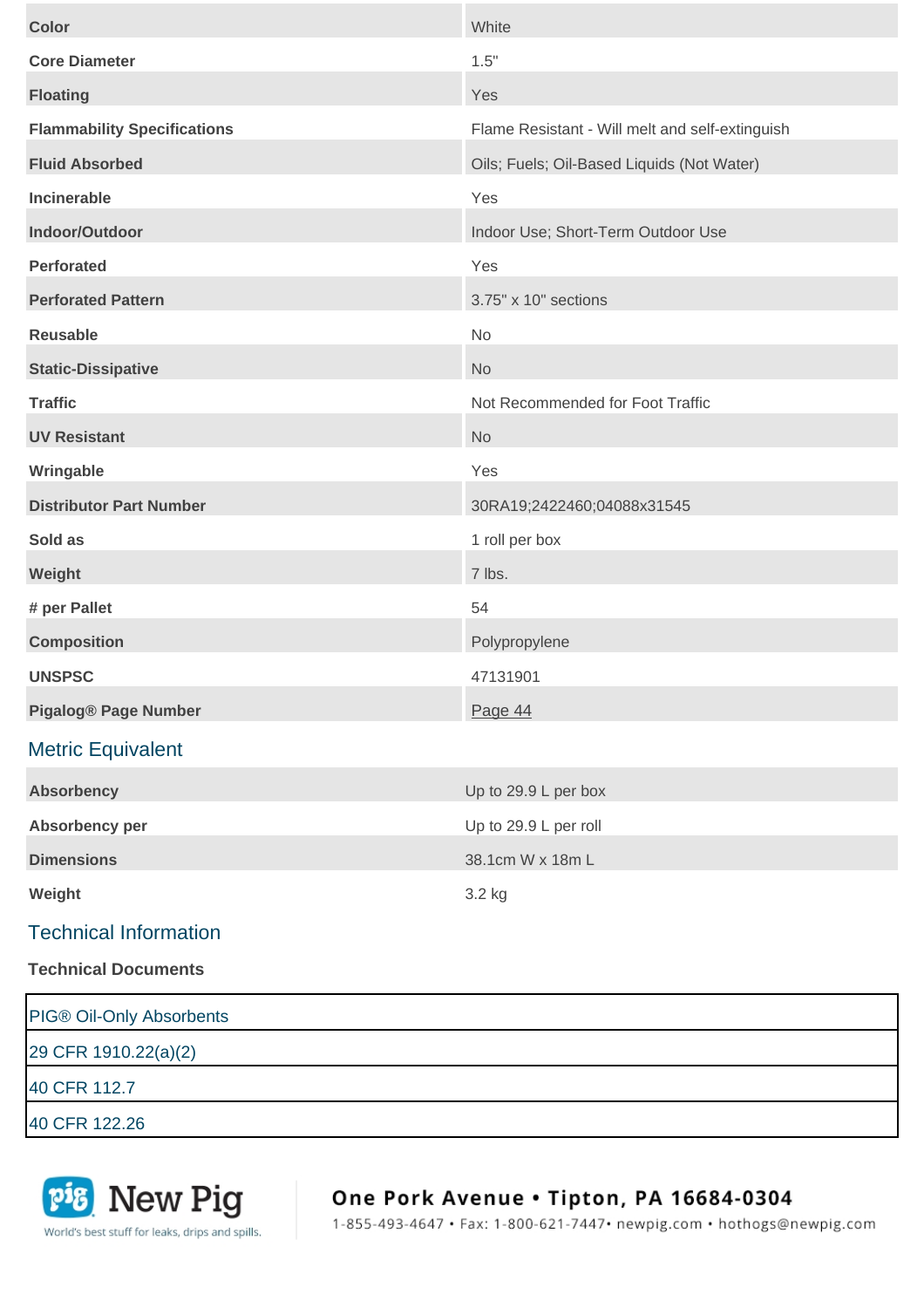| | |
|---|---|
| **Color** | White |
| **Core Diameter** | 1.5" |
| **Floating** | Yes |
| **Flammability Specifications** | Flame Resistant - Will melt and self-extinguish |
| **Fluid Absorbed** | Oils; Fuels; Oil-Based Liquids (Not Water) |
| **Incinerable** | Yes |
| **Indoor/Outdoor** | Indoor Use; Short-Term Outdoor Use |
| **Perforated** | Yes |
| **Perforated Pattern** | 3.75" x 10" sections |
| **Reusable** | No |
| **Static-Dissipative** | No |
| **Traffic** | Not Recommended for Foot Traffic |
| **UV Resistant** | No |
| **Wringable** | Yes |
| **Distributor Part Number** | 30RA19;2422460;04088x31545 |
| **Sold as** | 1 roll per box |
| **Weight** | 7 lbs. |
| **# per Pallet** | 54 |
| **Composition** | Polypropylene |
| **UNSPSC** | 47131901 |
| **Pigalog® Page Number** | Page 44 |

## Metric Equivalent

| | |
|---|---|
| **Absorbency** | Up to 29.9 L per box |
| **Absorbency per** | Up to 29.9 L per roll |
| **Dimensions** | 38.1cm W x 18m L |
| **Weight** | 3.2 kg |

## Technical Information

**Technical Documents**

| |
|---|
| PIG® Oil-Only Absorbents |
| 29 CFR 1910.22(a)(2) |
| 40 CFR 112.7 |
| 40 CFR 122.26 |

New Pig
World's best stuff for leaks, drips and spills.

One Pork Avenue • Tipton, PA 16684-0304
1-855-493-4647 • Fax: 1-800-621-7447• newpig.com • hothogs@newpig.com